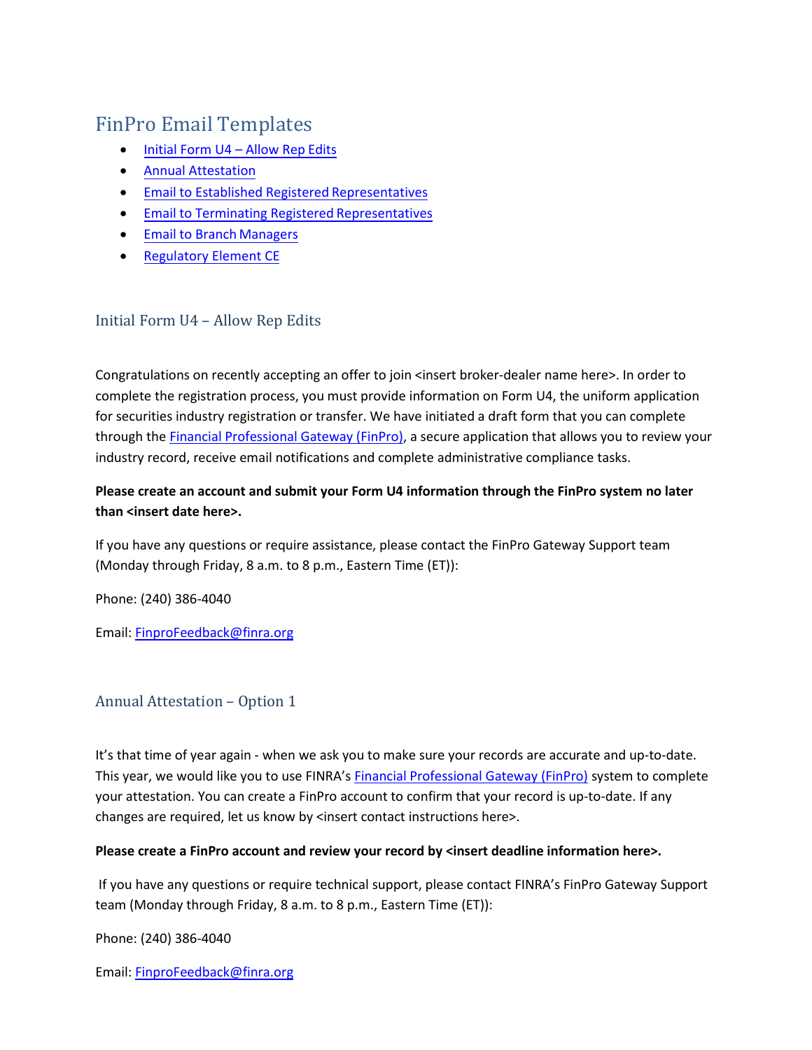# FinPro Email Templates

- [Initial Form U4 – Allow Rep Edits]()
- [Annual Attestation]()
- [Email to Established Registered Representatives]()
- [Email to Terminating Registered Representatives]()
- [Email to Branch Managers]()
- [Regulatory Element CE]()

## Initial Form U4 – Allow Rep Edits

Congratulations on recently accepting an offer to join <insert broker-dealer name here>. In order to complete the registration process, you must provide information on Form U4, the uniform application for securities industry registration or transfer. We have initiated a draft form that you can complete through the [Financial Professional Gateway (FinPro)](), a secure application that allows you to review your industry record, receive email notifications and complete administrative compliance tasks.

**Please create an account and submit your Form U4 information through the FinPro system no later than <insert date here>.**

If you have any questions or require assistance, please contact the FinPro Gateway Support team (Monday through Friday, 8 a.m. to 8 p.m., Eastern Time (ET)):

Phone: (240) 386-4040

Email: [FinproFeedback@finra.org](mailto:FinproFeedback@finra.org)

## Annual Attestation – Option 1

It's that time of year again - when we ask you to make sure your records are accurate and up-to-date. This year, we would like you to use FINRA's [Financial Professional Gateway (FinPro)]() system to complete your attestation. You can create a FinPro account to confirm that your record is up-to-date. If any changes are required, let us know by <insert contact instructions here>.

**Please create a FinPro account and review your record by <insert deadline information here>.**

If you have any questions or require technical support, please contact FINRA's FinPro Gateway Support team (Monday through Friday, 8 a.m. to 8 p.m., Eastern Time (ET)):

Phone: (240) 386-4040

Email: [FinproFeedback@finra.org](mailto:FinproFeedback@finra.org)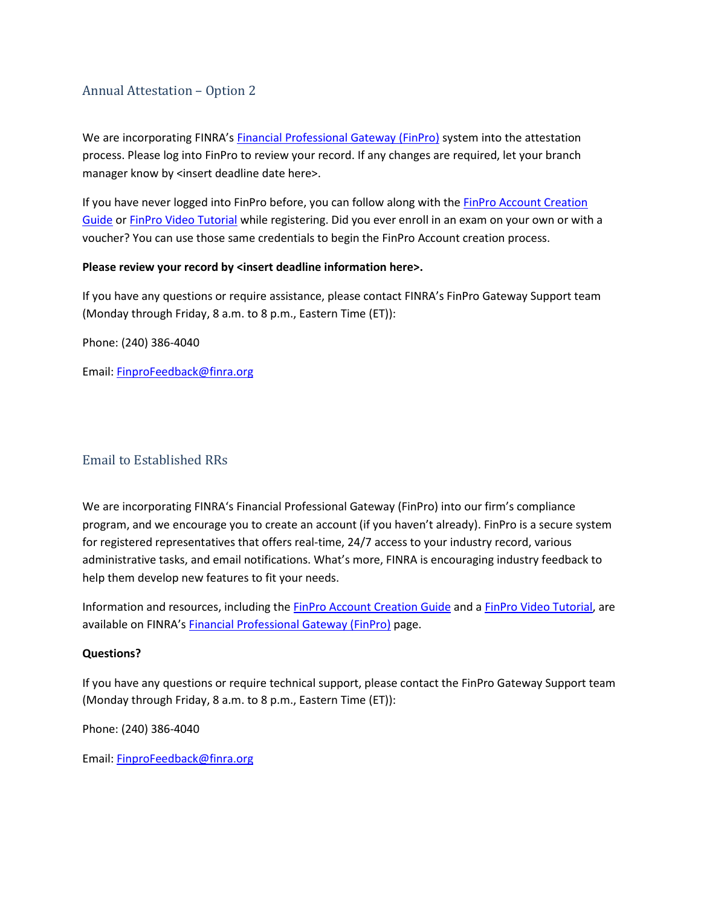## Annual Attestation – Option 2

We are incorporating FINRA's Financial Professional Gateway (FinPro) system into the attestation process. Please log into FinPro to review your record. If any changes are required, let your branch manager know by <insert deadline date here>.

If you have never logged into FinPro before, you can follow along with the FinPro Account Creation Guide or FinPro Video Tutorial while registering. Did you ever enroll in an exam on your own or with a voucher? You can use those same credentials to begin the FinPro Account creation process.

**Please review your record by <insert deadline information here>.**

If you have any questions or require assistance, please contact FINRA's FinPro Gateway Support team (Monday through Friday, 8 a.m. to 8 p.m., Eastern Time (ET)):

Phone: (240) 386-4040

Email: FinproFeedback@finra.org

## Email to Established RRs

We are incorporating FINRA's Financial Professional Gateway (FinPro) into our firm's compliance program, and we encourage you to create an account (if you haven't already). FinPro is a secure system for registered representatives that offers real-time, 24/7 access to your industry record, various administrative tasks, and email notifications. What's more, FINRA is encouraging industry feedback to help them develop new features to fit your needs.

Information and resources, including the FinPro Account Creation Guide and a FinPro Video Tutorial, are available on FINRA's Financial Professional Gateway (FinPro) page.

**Questions?**

If you have any questions or require technical support, please contact the FinPro Gateway Support team (Monday through Friday, 8 a.m. to 8 p.m., Eastern Time (ET)):

Phone: (240) 386-4040

Email: FinproFeedback@finra.org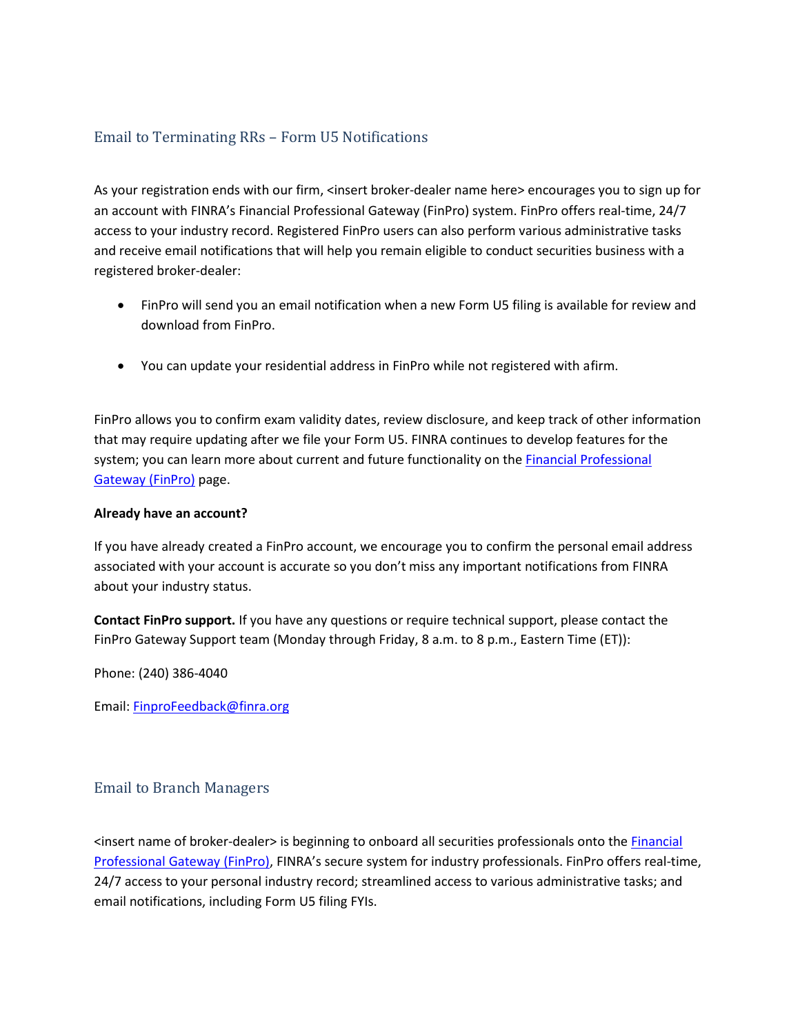## Email to Terminating RRs – Form U5 Notifications

As your registration ends with our firm, <insert broker-dealer name here> encourages you to sign up for an account with FINRA's Financial Professional Gateway (FinPro) system. FinPro offers real-time, 24/7 access to your industry record. Registered FinPro users can also perform various administrative tasks and receive email notifications that will help you remain eligible to conduct securities business with a registered broker-dealer:

- FinPro will send you an email notification when a new Form U5 filing is available for review and download from FinPro.
- You can update your residential address in FinPro while not registered with afirm.

FinPro allows you to confirm exam validity dates, review disclosure, and keep track of other information that may require updating after we file your Form U5. FINRA continues to develop features for the system; you can learn more about current and future functionality on the [Financial Professional Gateway (FinPro)]() page.

**Already have an account?**

If you have already created a FinPro account, we encourage you to confirm the personal email address associated with your account is accurate so you don't miss any important notifications from FINRA about your industry status.

**Contact FinPro support.** If you have any questions or require technical support, please contact the FinPro Gateway Support team (Monday through Friday, 8 a.m. to 8 p.m., Eastern Time (ET)):

Phone: (240) 386-4040

Email: [FinproFeedback@finra.org](mailto:FinproFeedback@finra.org)

## Email to Branch Managers

<insert name of broker-dealer> is beginning to onboard all securities professionals onto the [Financial Professional Gateway (FinPro)](), FINRA's secure system for industry professionals. FinPro offers real-time, 24/7 access to your personal industry record; streamlined access to various administrative tasks; and email notifications, including Form U5 filing FYIs.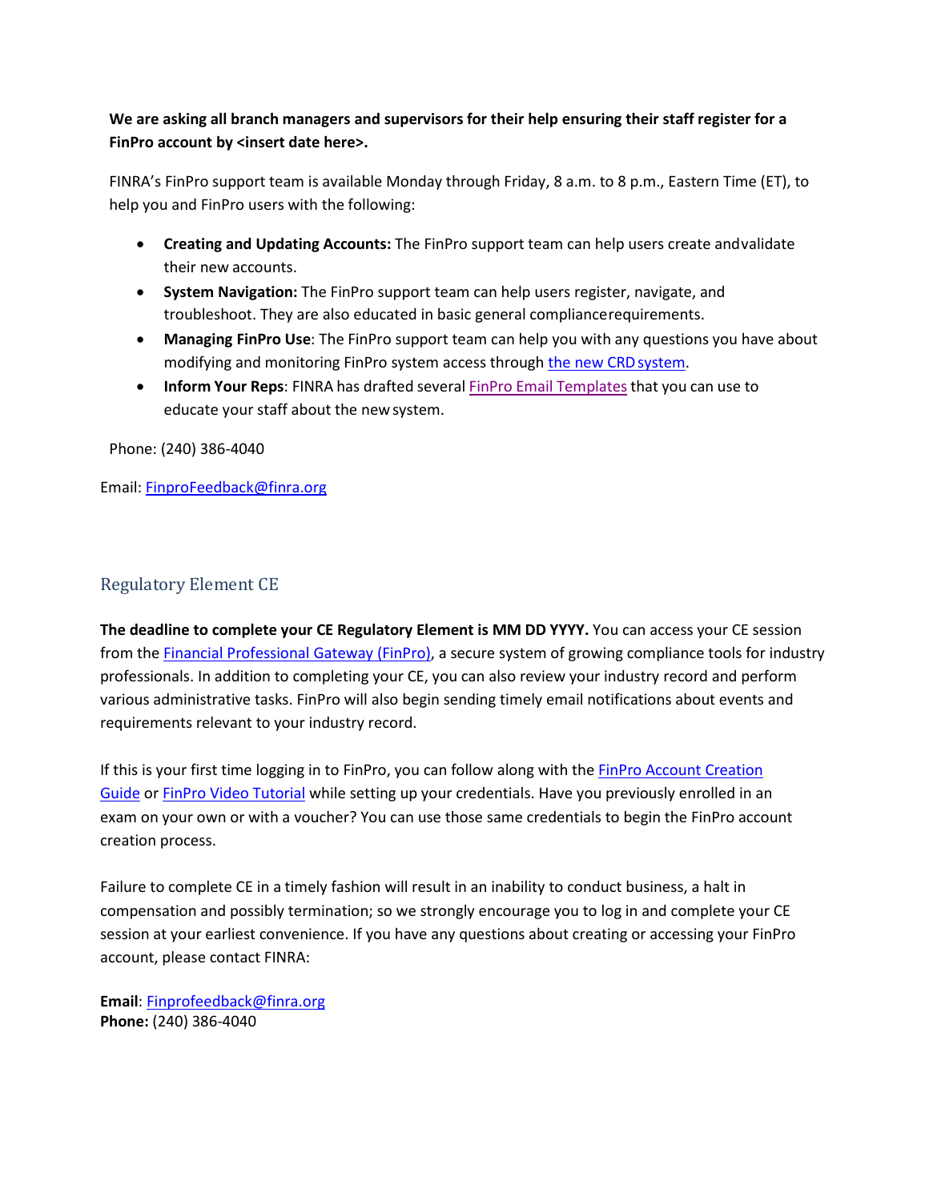**We are asking all branch managers and supervisors for their help ensuring their staff register for a FinPro account by <insert date here>.**

FINRA's FinPro support team is available Monday through Friday, 8 a.m. to 8 p.m., Eastern Time (ET), to help you and FinPro users with the following:

- **Creating and Updating Accounts:** The FinPro support team can help users create and validate their new accounts.
- **System Navigation:** The FinPro support team can help users register, navigate, and troubleshoot. They are also educated in basic general compliance requirements.
- **Managing FinPro Use**: The FinPro support team can help you with any questions you have about modifying and monitoring FinPro system access through the new CRD system.
- **Inform Your Reps**: FINRA has drafted several FinPro Email Templates that you can use to educate your staff about the new system.

Phone: (240) 386-4040

Email: FinproFeedback@finra.org

## Regulatory Element CE

**The deadline to complete your CE Regulatory Element is MM DD YYYY.** You can access your CE session from the Financial Professional Gateway (FinPro), a secure system of growing compliance tools for industry professionals. In addition to completing your CE, you can also review your industry record and perform various administrative tasks. FinPro will also begin sending timely email notifications about events and requirements relevant to your industry record.

If this is your first time logging in to FinPro, you can follow along with the FinPro Account Creation Guide or FinPro Video Tutorial while setting up your credentials. Have you previously enrolled in an exam on your own or with a voucher? You can use those same credentials to begin the FinPro account creation process.

Failure to complete CE in a timely fashion will result in an inability to conduct business, a halt in compensation and possibly termination; so we strongly encourage you to log in and complete your CE session at your earliest convenience. If you have any questions about creating or accessing your FinPro account, please contact FINRA:

**Email**: Finprofeedback@finra.org
**Phone:** (240) 386-4040